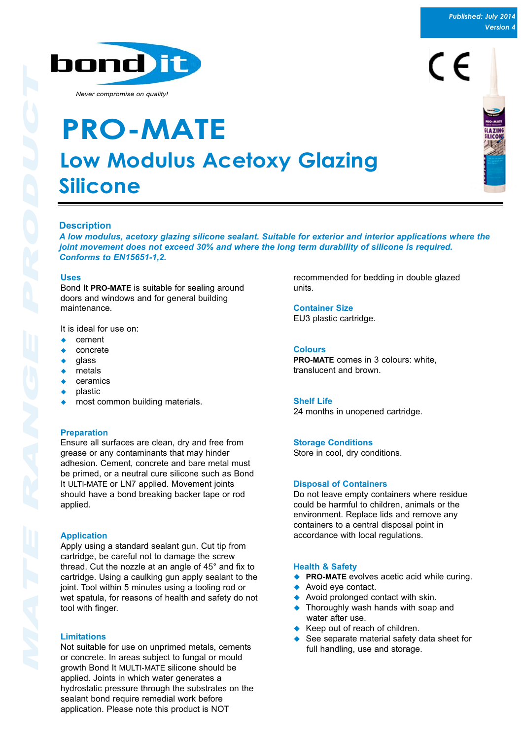Published: July 2014
Version 4

bond it

*Never compromise on quality!*

# PRO-MATE

## Low Modulus Acetoxy Glazing Silicone

### Description

***A low modulus, acetoxy glazing silicone sealant. Suitable for exterior and interior applications where the joint movement does not exceed 30% and where the long term durability of silicone is required. Conforms to EN15651-1,2.***

### Uses

Bond It **PRO-MATE** is suitable for sealing around doors and windows and for general building maintenance.

It is ideal for use on:

- cement
- concrete
- glass
- metals
- ceramics
- plastic
- most common building materials.

### Preparation

Ensure all surfaces are clean, dry and free from grease or any contaminants that may hinder adhesion. Cement, concrete and bare metal must be primed, or a neutral cure silicone such as Bond It ULTI-MATE or LN7 applied. Movement joints should have a bond breaking backer tape or rod applied.

### Application

Apply using a standard sealant gun. Cut tip from cartridge, be careful not to damage the screw thread. Cut the nozzle at an angle of 45° and fix to cartridge. Using a caulking gun apply sealant to the joint. Tool within 5 minutes using a tooling rod or wet spatula, for reasons of health and safety do not tool with finger.

### Limitations

Not suitable for use on unprimed metals, cements or concrete. In areas subject to fungal or mould growth Bond It MULTI-MATE silicone should be applied. Joints in which water generates a hydrostatic pressure through the substrates on the sealant bond require remedial work before application. Please note this product is NOT recommended for bedding in double glazed units.

### Container Size

EU3 plastic cartridge.

### Colours

**PRO-MATE** comes in 3 colours: white, translucent and brown.

### Shelf Life

24 months in unopened cartridge.

### Storage Conditions

Store in cool, dry conditions.

### Disposal of Containers

Do not leave empty containers where residue could be harmful to children, animals or the environment. Replace lids and remove any containers to a central disposal point in accordance with local regulations.

### Health & Safety

- **PRO-MATE** evolves acetic acid while curing.
- Avoid eye contact.
- Avoid prolonged contact with skin.
- Thoroughly wash hands with soap and water after use.
- Keep out of reach of children.
- See separate material safety data sheet for full handling, use and storage.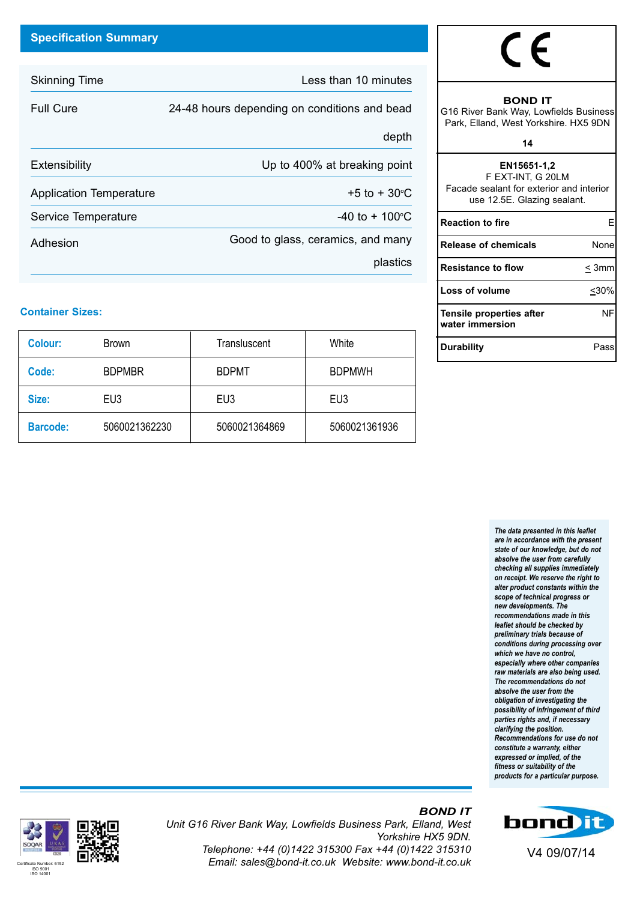## Specification Summary

| | |
|---|---|
| Skinning Time | Less than 10 minutes |
| Full Cure | 24-48 hours depending on conditions and bead depth |
| Extensibility | Up to 400% at breaking point |
| Application Temperature | +5 to + 30°C |
| Service Temperature | -40 to + 100°C |
| Adhesion | Good to glass, ceramics, and many plastics |

### Container Sizes:

| | | | |
|---|---|---|---|
| **Colour:** | Brown | Transluscent | White |
| **Code:** | BDPMBR | BDPMT | BDPMWH |
| **Size:** | EU3 | EU3 | EU3 |
| **Barcode:** | 5060021362230 | 5060021364869 | 5060021361936 |

CE

**BOND IT**
G16 River Bank Way, Lowfields Business Park, Elland, West Yorkshire. HX5 9DN

**14**

**EN15651-1,2**
F EXT-INT, G 20LM
Facade sealant for exterior and interior use 12.5E. Glazing sealant.

| | |
|---|---|
| **Reaction to fire** | E |
| **Release of chemicals** | None |
| **Resistance to flow** | ≤ 3mm |
| **Loss of volume** | ≤30% |
| **Tensile properties after water immersion** | NF |
| **Durability** | Pass |

***The data presented in this leaflet are in accordance with the present state of our knowledge, but do not absolve the user from carefully checking all supplies immediately on receipt. We reserve the right to alter product constants within the scope of technical progress or new developments. The recommendations made in this leaflet should be checked by preliminary trials because of conditions during processing over which we have no control, especially where other companies raw materials are also being used. The recommendations do not absolve the user from the obligation of investigating the possibility of infringement of third parties rights and, if necessary clarifying the position. Recommendations for use do not constitute a warranty, either expressed or implied, of the fitness or suitability of the products for a particular purpose.***

Certificate Number: 6152
ISO 9001
ISO 14001

***BOND IT***
*Unit G16 River Bank Way, Lowfields Business Park, Elland, West Yorkshire HX5 9DN.*
*Telephone: +44 (0)1422 315300 Fax +44 (0)1422 315310*
*Email: sales@bond-it.co.uk Website: www.bond-it.co.uk*

bond it

V4 09/07/14